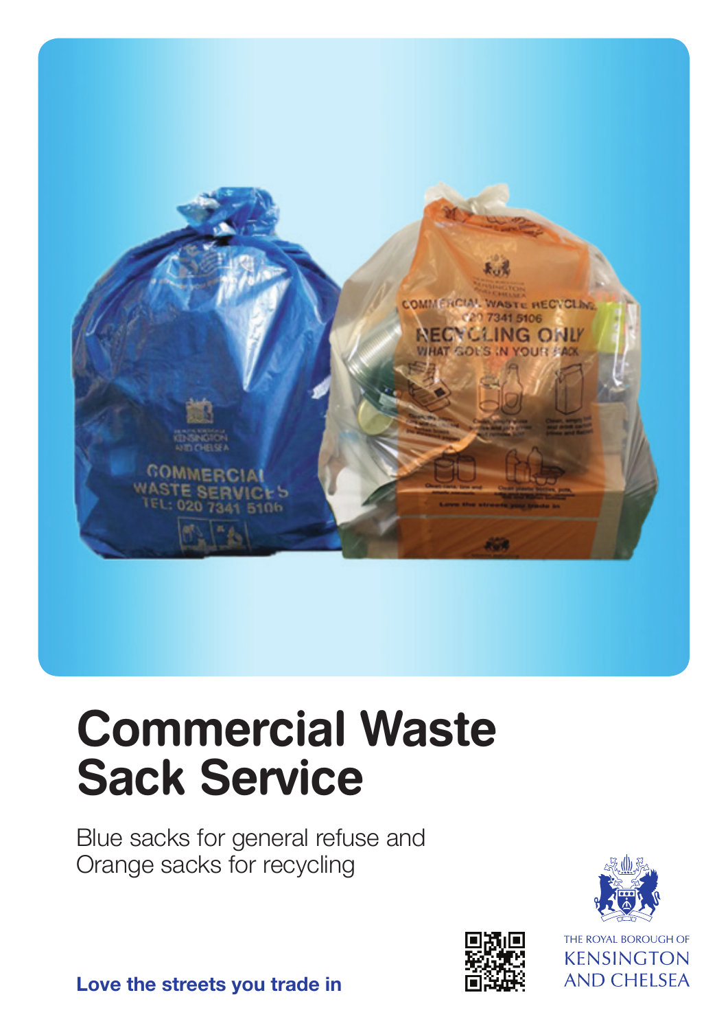# Commercial Waste Sack Service

Blue sacks for general refuse and Orange sacks for recycling

**Love the streets you trade in**

THE ROYAL BOROUGH OF KENSINGTON AND CHELSEA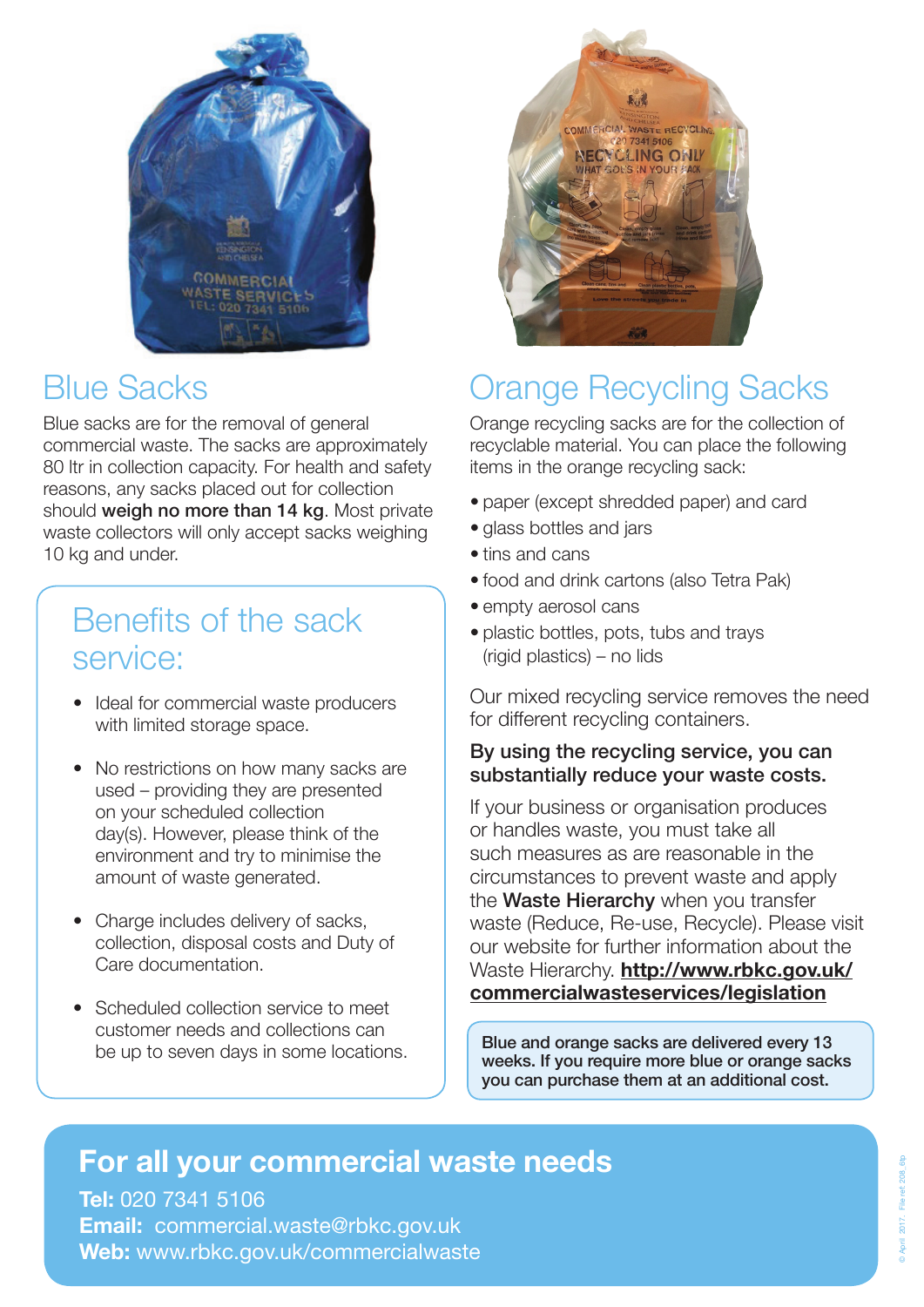## Blue Sacks

Blue sacks are for the removal of general commercial waste. The sacks are approximately 80 ltr in collection capacity. For health and safety reasons, any sacks placed out for collection should **weigh no more than 14 kg**. Most private waste collectors will only accept sacks weighing 10 kg and under.

## Benefits of the sack service:

- Ideal for commercial waste producers with limited storage space.
- No restrictions on how many sacks are used – providing they are presented on your scheduled collection day(s). However, please think of the environment and try to minimise the amount of waste generated.
- Charge includes delivery of sacks, collection, disposal costs and Duty of Care documentation.
- Scheduled collection service to meet customer needs and collections can be up to seven days in some locations.

## Orange Recycling Sacks

Orange recycling sacks are for the collection of recyclable material. You can place the following items in the orange recycling sack:

- paper (except shredded paper) and card
- glass bottles and jars
- tins and cans
- food and drink cartons (also Tetra Pak)
- empty aerosol cans
- plastic bottles, pots, tubs and trays (rigid plastics) – no lids

Our mixed recycling service removes the need for different recycling containers.

**By using the recycling service, you can substantially reduce your waste costs.**

If your business or organisation produces or handles waste, you must take all such measures as are reasonable in the circumstances to prevent waste and apply the **Waste Hierarchy** when you transfer waste (Reduce, Re-use, Recycle). Please visit our website for further information about the Waste Hierarchy. **http://www.rbkc.gov.uk/commercialwasteservices/legislation**

**Blue and orange sacks are delivered every 13 weeks. If you require more blue or orange sacks you can purchase them at an additional cost.**

## For all your commercial waste needs

**Tel:** 020 7341 5106
**Email:** commercial.waste@rbkc.gov.uk
**Web:** www.rbkc.gov.uk/commercialwaste